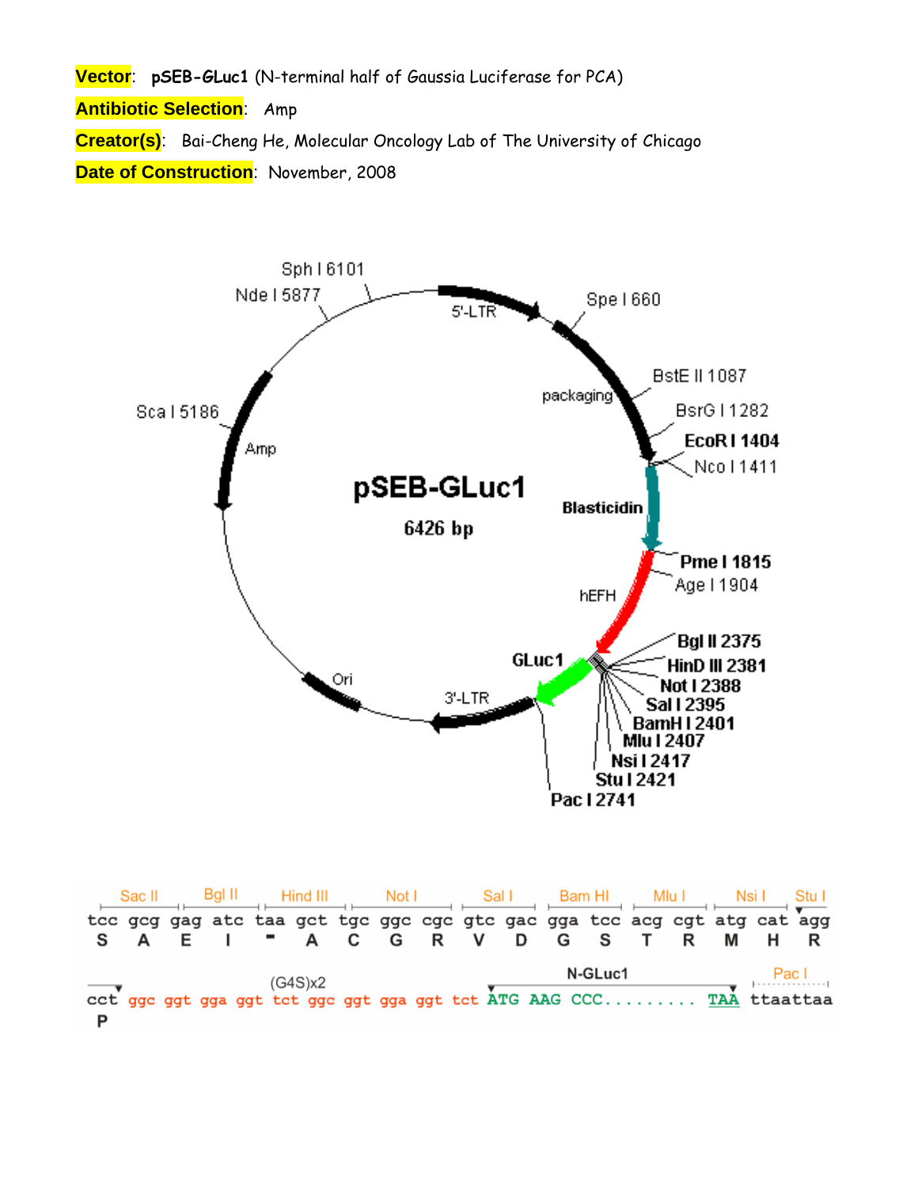**Vector**: **pSEB-GLuc1** (N-terminal half of Gaussia Luciferase for PCA)

**Antibiotic Selection**: Amp

**Creator(s)**: Bai-Cheng He, Molecular Oncology Lab of The University of Chicago

**Date of Construction**: November, 2008

pSEB-GLuc1

6426 bp

5'-LTR, packaging, Blasticidin, hEFH, GLuc1, 3'-LTR, Ori, Amp

Sph I 6101, Nde I 5877, Spe I 660, BstE II 1087, BsrG I 1282, EcoR I 1404, Nco I 1411, Sca I 5186, Pme I 1815, Age I 1904, Bgl II 2375, HinD III 2381, Not I 2388, Sal I 2395, BamH I 2401, Mlu I 2407, Nsi I 2417, Stu I 2421, Pac I 2741

```
      Sac II  Bgl II  Hind III  Not I    Sal I    Bam HI   Mlu I    Nsi I   Stu I
tcc gcg gag atc taa gct tgc ggc cgc gtc gac gga tcc acg cgt atg cat agg
 S   A   E   I   -   A   C   G   R   V   D   G   S   T   R   M   H   R

                    (G4S)x2                        N-GLuc1            Pac I
cct ggc ggt gga ggt tct ggc ggt gga ggt tct ATG AAG CCC......... TAA ttaattaa
 P
```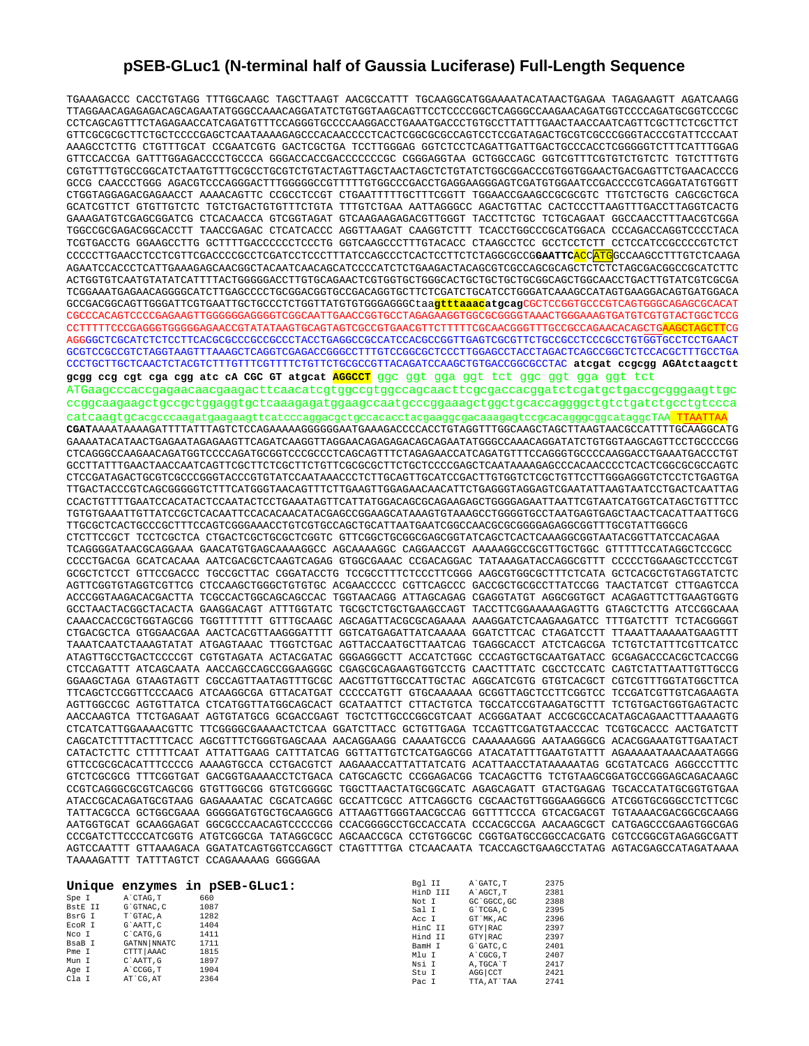# pSEB-GLuc1 (N-terminal half of Gaussia Luciferase) Full-Length Sequence

```
TGAAAGACCC CACCTGTAGG TTTGGCAAGC TAGCTTAAGT AACGCCATTT TGCAAGGCATGGAAAAATACATAACTGAGAA TAGAGAAGTT AGATCAAGG
TTAGGAACAGAGAGACAGCAGAATATGGGCCAAACAGGATATCTGTGGTAAGCAGTTCCTCCCCGGCTCAGGGCCAAGAACAGATGGTCCCCAGATGCGGTCCCGC
CCTCAGCAGTTTCTAGAGAACCATCAGATGTTTCCAGGGTGCCCCAAGGACCTGAAATGACCCTGTGCCTTATTTGAACTAACCAATCAGTTCGCTTCTCGCTTCT
GTTCGCGCGCTTCTGCTCCCCGAGCTCAATAAAAGAGCCCACAACCCCTCACTCGGCGCGCCAGTCCTCCGATAGACTGCGTCGCCCGGGTACCCGTATTCCCAAT
AAAGCCTCTTG CTGTTTGCAT CCGAATCGTG GACTCGCTGA TCCTTGGGAG GGTCTCCTCAGATTGATTGACTGCCCACCTCGGGGGTCTTTCATTTGGAG
GTTCCACCGA GATTTGGAGACCCCTGCCCA GGGACCACCGACCCCCCCGC CGGGAGGTAA GCTGGCCAGC GGTCGTTTCGTGTCTGTCTC TGTCTTTGTG
CGTGTTTGTGCCGGCATCTAATGTTTGCGCCTGCGTCTGTACTAGTTAGCTAACTAGCTCTGTATCTGGCGGACCCGTGGTGGAACTGACGAGTTCTGAACACCCG
GCCG CAACCCTGGG AGACGTCCCAGGGACTTTGGGGGCCGTTTTTGTGGCCCGACCTGAGGAAGGGAGTCGATGTGGAATCCGACCCCGTCAGGATATGTGGTT
CTGGTAGGAGACGAGAACCT AAAACAGTTC CCGCCTCCGT CTGAATTTTTGCTTTCGGTT TGGAACCGAAGCCGCGCGTC TTGTCTGCTG CAGCGCTGCA
GCATCGTTCT GTGTTGTCTC TGTCTGACTGTGTTTCTGTA TTTGTCTGAA AATTAGGGCC AGACTGTTAC CACTCCCTTAAGTTTGACCTTAGGTCACTG
GAAAGATGTCGAGCGGATCG CTCACAACCA GTCGGTAGAT GTCAAGAAGAGACGTTGGGT TACCTTCTGC TCTGCAGAAT GGCCAACCTTTAACGTCGGA
TGGCCGCGAGACGGCACCTT TAACCGAGAC CTCATCACCC AGGTTAAGAT CAAGGTCTTT TCACCTGGCCCGCATGGACA CCCAGACCAGGTCCCCTACA
TCGTGACCTG GGAAGCCTTG GCTTTTGACCCCCCTCCCTG GGTCAAGCCCTTTGTACACC CTAAGCCTCC GCCTCCTCTT CCTCCATCCGCCCCGTCTCT
CCCCCTTGAACCTCCTCGTTCGACCCCGCCTCGATCCTCCCTTTATCCAGCCCTCACTCCTTCTCTAGGCGCCGGAATTCACCATGGCCAAGCCTTTGTCTCAAGA
AGAATCCACCCTCATTGAAAGAGCAACGGCTACAATCAACAGCATCCCCATCTCTGAAGACTACAGCGTCGCCAGCGCAGCTCTCTCTAGCGACGGCCGCATCTTC
ACTGGTGTCAATGTATATCATTTTACTGGGGGACCTTGTGCAGAACTCGTGGTGCTGGGCACTGCTGCTGCGGCAGCTGGCAACCTGACTTGTATCGTCGCGA
TCGGAAATGAGAACAGGGGCATCTTGAGCCCCTGCGGACGGTGCCGACAGGTGCTTCTCGATCTGCATCCTGGGATCAAAGCCATAGTGAAGGACAGTGATGGACA
GCCGACGGCAGTTGGGATTCGTGAATTGCTGCCCTCTGGTTATGTGTGGGAGGGCtaagtttaaacatgcagCGCTCCGGTGCCCGTCAGTGGGCAGAGCGCACAT
CGCCCACAGTCCCCGAGAAGTTGGGGGGAGGGGTCGGCAATTGAACCGGTGCCTAGAGAAGGTGGCGCGGGGTAAACTGGGAAAGTGATGTCGTGTACTGGCTCCG
CCTTTTTCCCGAGGGTGGGGGAGAACCGTATATAAGTGCAGTAGTCGCCGTGAACGTTCTTTTTCGCAACGGGTTTGCCGCCAGAACACAGCTGAAGCTAGCTTCG
AGGGGCTCGCATCTCTCCTTCACGCGCCCGCCGCCCTACCTGAGGCCGCCATCCACGCCGGTTGAGTCGCGTTCTGCCGCCTCCCGCCTGTGGTGCCTCCTGAACT
GCGTCCGCCGTCTAGGTAAGTTTAAAGCTCAGGTCGAGACCGGGCCTTTGTCCGGCGCTCCCTTGGAGCCTACCTAGACTCAGCCGGCTCTCCACGCTTTGCCTGA
CCCTGCTTGCTCAACTCTACGTCTTTGTTTCGTTTTCTGTTCTGCGCCGTTACAGATCCAAGCTGTGACCGGCGCCTAC atcgat ccgcgg AGAtctaagctt
gcgg ccg cgt cga ggt atc cA CGC GT atgcat AGGCCT ggc ggt gga ggt tct ggc ggt gga ggt tct
ATGaagcccaccgagaacaacgaagacttcaacatcgtggccgtggccagcaacttcgcgaccacggatctcgatgctgaccgcgggaagttgc
ccggcaagaagctgccgctggaggtgctcaaagagatggaagccaatgcccggaaagctggctgcaccaggggctgtctgatctgcctgtccca
catcaagtgcacgcccaagatgaagaagttcatcccaggacgctgccacacctacgaaggcgacaaagagtccgcacagggcggcataggcTAA TTAATTAA
CGATAAAATAAAAGATTTTATTTAGTCTCCAGAAAAAGGGGGGAATGAAAGACCCCACCTGTAGGTTTGGCAAGCTAGCTTAAGTAACGCCATTTTGCAAGGCATG
GAAAATACATAACTGAGAATAGAGAAGTTCAGATCAAGGTTAGGAACAGAGAGACAGCAGAATATGGGCCAAACAGGATATCTGTGGTAAGCAGTTCCTGCCCCGG
CTCAGGGCCAAGAACAGATGGTCCCCAGATGCGGTCCCGCCCTCAGCAGTTTCTAGAGAACCATCAGATGTTTCCAGGGTGCCCCAAGGACCTGAAATGACCCTGT
GCCTTATTTGAACTAACCAATCAGTTCGCTTCTCGCTTCTGTTCGCGCGCTTCTGCTCCCCGAGCTCAATAAAAGAGCCCACAACCCCTCACTCGGCGCGCCAGTC
CTCCGATAGACTGCGTCGCCCGGGTACCCGTGTATCCAATAAACCCTCTTGCAGTTGCATCCGACTTGTGGTCTCGCTGTTCCTTGGGAGGGTCTCCTCTGAGTGA
TTGACTACCCGTCAGCGGGGGTCTTTCATGGGTAACAGTTTCTTGAAGTTGGAGAACAACATTCTGAGGGTAGGAGTCGAATATTAAGTAATCCTGACTCAATTAG
CCACTGTTTTGAATCCACATACTCCAATACTCCTGAAATAGTTCATTATGGACAGCGCAGAAGAGCTGGGGAGAATTAATTCGTAATCATGGTCATAGCTGTTTCC
TGTGTGAAATTGTTATCCGCTCACAATTCCACACAACATACGAGCCGGAAGCATAAAGTGTAAAGCCTGGGGTGCCTAATGAGTGAGCTAACTCACATTAATTGCG
TTGCGCTCACTGCCCGCTTTCCAGTCGGGAAACCTGTCGTGCCAGCTGCATTAATGAATCGGCCAACGCGCGGGGAGAGGCGGTTTGCGTATTGGGCG
CTCTTCCGCT TCCTCGCTCA CTGACTCGCTGCGCTCGGTC GTTCGGCTGCGGCGAGCGGTATCAGCTCACTCAAAGGCGGTAATACGGTTATCCACAGAA
TCAGGGGATAACGCAGGAAA GAACATGTGAGCAAAAGGCC AGCAAAAGGC CAGGAACCGT AAAAAGGCCGCGTTGCTGGC GTTTTTCCATAGGCTCCGCC
CCCCTGACGA GCATCACAAA AATCGACGCTCAAGTCAGAG GTGGCGAAAC CCGACAGGAC TATAAAGATACCAGGCGTTT CCCCCTGGAAGCTCCCTCGT
GCGCTCTCCT GTTCCGACCC TGCCGCTTAC CGGATACCTG TCCGCCTTTCTCCCTTCGGG AAGCGTGGCGCTTTCTCATA GCTCACGCTGTAGGTATCTC
AGTTCGGTGTAGGTCGTTCG CTCCAAGCTGGGCTGTGTGC ACGAACCCCC CGTTCAGCCC GACCGCTGCGCCTTATCCGG TAACTATCGT CTTGAGTCCA
ACCCGGTAAGACACGACTTA TCGCCACTGGCAGCAGCCAC TGGTAACAGG ATTAGCAGAG CGAGGTATGT AGGCGGTGCT ACAGAGTTCTTGAAGTGGTG
GCCTAACTACGGCTACACTA GAAGGACAGT ATTTGGTATC TGCGCTCTGCTGAAGCCAGT TACCTTCGGAAAAAGAGTTG GTAGCTCTTG ATCCGGCAAA
CAAACCACCGCTGGTAGCGG TGGTTTTTTT GTTTGCAAGC AGCAGATTACGCGCAGAAAA AAAGGATCTCAAGAAGATCC TTTGATCTTT TCTACGGGGT
CTGACGCTCA GTGGAACGAA AACTCACGTTAAGGGATTTT GGTCATGAGATTATCAAAAA GGATCTTCAC CTAGATCCTT TTAAATTAAAAATGAAGTTT
TAAATCAATCTAAAGTATAT ATGAGTAAAC TTGGTCTGAC AGTTACCAATGCTTAATCAG TGAGGCACCT ATCTCAGCGA TCTGTCTATTTCGTTCATCC
ATAGTTGCCTGACTCCCCGT CGTGTAGATA ACTACGATAC GGGAGGGCTT ACCATCTGGC CCCAGTGCTGCAATGATACC GCGAGACCCACGCTCACCGG
CTCCAGATTT ATCAGCAATA AACCAGCCAGCCGGAAGGGC CGAGCGCAGAAGTGGTCCTG CAACTTTATC CGCCTCCATC CAGTCTATTAATTGTTGCCG
GGAAGCTAGA GTAAGTAGTT CGCCAGTTAATAGTTTGCGC AACGTTGTTGCCATTGCTAC AGGCATCGTG GTGTCACGCT CGTCGTTTGGTATGGCTTCA
TTCAGCTCCGGTTCCCAACG ATCAAGGCGA GTTACATGAT CCCCCATGTT GTGCAAAAAA GCGGTTAGCTCCTTCGGTCC TCCGATCGTTGTCAGAAGTA
AGTTGGCCGC AGTGTTATCA CTCATGGTTATGGCAGCACT GCATAATTCT CTTACTGTCA TGCCATCCGTAAGATGCTTT TCTGTGACTGGTGAGTACTC
AACCAAGTCA TTCTGAGAAT AGTGTATGCG GCGACCGAGT TGCTCTTGCCCGGCGTCAAT ACGGGATAAT ACCGCGCCACATAGCAGAACTTTAAAAGTG
CTCATCATTGGAAAACGTTC TTCGGGGCGAAAACTCTCAA GGATCTTACC GCTGTTGAGA TCCAGTTCGATGTAACCCAC TCGTGCACCC AACTGATCTT
CAGCATCTTTTACTTTCACC AGCGTTTCTGGGTGAGCAAA AACAGGAAGG CAAAATGCCG CAAAAAAGGG AATAAGGGCG ACACGGAAATGTTGAATACT
CATACTCTTC CTTTTTCAAT ATTATTGAAG CATTTATCAG GGTTATTGTCTCATGAGCGG ATACATATTTGAATGTATTT AGAAAAATAAACAAATAGGG
GTTCCGCGCACATTTCCCCG AAAAGTGCCA CCTGACGTCT AAGAAACCATTATTATCATG ACATTAACCTATAAAAATAG GCGTATCACG AGGCCCTTTC
GTCTCGCGCG TTTCGGTGAT GACGGTGAAAACCTCTGACA CATGCAGCTC CCGGAGACGG TCACAGCTTG TCTGTAAGCGGATGCCGGGAGCAGACAAGC
CCGTCAGGGCGCGTCAGCGG GTGTTGGCGG GTGTCGGGGC TGGCTTAACTATGCGGCATC AGAGCAGATT GTACTGAGAG TGCACCATATGCGGTGTGAA
ATACCGCACAGATGCGTAAG GAGAAAATAC CGCATCAGGC GCCATTCGCC ATTCAGGCTG CGCAACTGTTGGGAAGGGCG ATCGGTGCGGGCCTCTTCGC
TATTACGCCA GCTGGCGAAA GGGGGATGTGCTGCAAGGCG ATTAAGTTGGGTAACGCCAG GGTTTTCCCA GTCACGACGT TGTAAAACGACGGCGCAAGG
AATGGTGCAT GCAAGGAGAT GGCGCCCAACAGTCCCCCGG CCACGGGGCCTGCCACCATA CCCACGCCGA AACAAGCGCT CATGAGCCCGAAGTGGCGAG
CCCGATCTTCCCCATCGGTG ATGTCGGCGA TATAGGCGCC AGCAACCGCA CCTGTGGCGC CGGTGATGCCGGCCACGATG CGTCCGGCGTAGAGGCGATT
AGTCCAATTT GTTAAAGACA GGATATCAGTGGTCCAGGCT CTAGTTTTGA CTCAACAATA TCACCAGCTGAAGCCTATAG AGTACGAGCCATAGATAAAA
TAAAAGATTT TATTTAGTCT CCAGAAAAAG GGGGGAA
```

## Unique enzymes in pSEB-GLuc1:

| Enzyme | Site | Position |
|---|---|---|
| Spe I | A`CTAG,T | 660 |
| BstE II | G`GTNAC,C | 1087 |
| BsrG I | T`GTAC,A | 1282 |
| EcoR I | G`AATT,C | 1404 |
| Nco I | C`CATG,G | 1411 |
| BsaB I | GATNN\|NNATC | 1711 |
| Pme I | CTTT\|AAAC | 1815 |
| Mun I | C`AATT,G | 1897 |
| Age I | A`CCGG,T | 1904 |
| Cla I | AT`CG,AT | 2364 |
| Bgl II | A`GATC,T | 2375 |
| HinD III | A`AGCT,T | 2381 |
| Not I | GC`GGCC,GC | 2388 |
| Sal I | G`TCGA,C | 2395 |
| Acc I | GT`MK,AC | 2396 |
| HinC II | GTY\|RAC | 2397 |
| Hind II | GTY\|RAC | 2397 |
| BamH I | G`GATC,C | 2401 |
| Mlu I | A`CGCG,T | 2407 |
| Nsi I | A,TGCA`T | 2417 |
| Stu I | AGG\|CCT | 2421 |
| Pac I | TTA,AT`TAA | 2741 |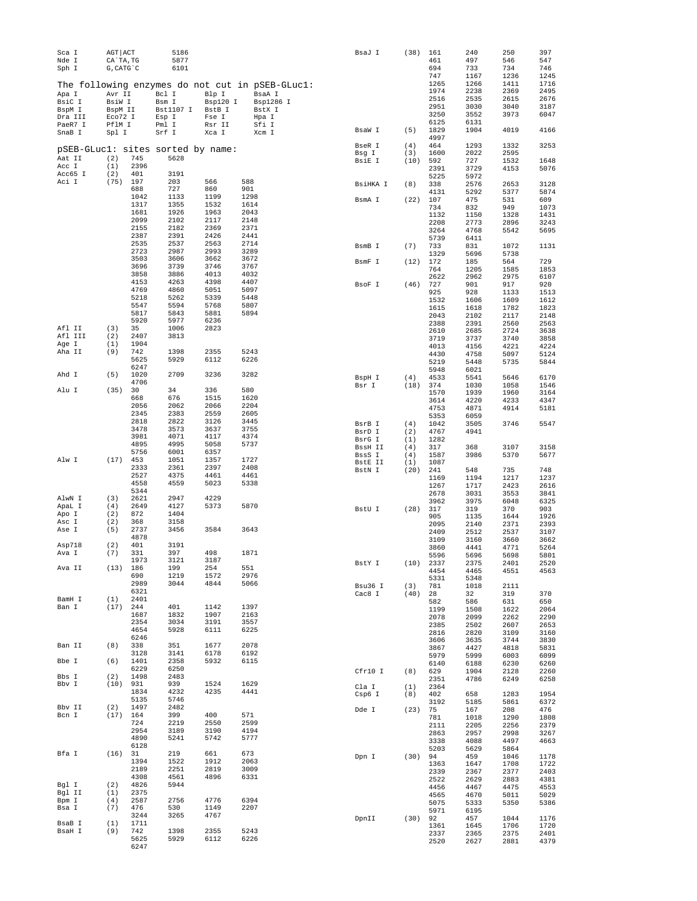```
Sca I      AGT|ACT      5186
Nde I      CA`TA,TG     5877
Sph I      G,CATG`C     6101
```

The following enzymes do not cut in pSEB-GLuc1:

```
Apa I      Avr II     Bcl I      Blp I      BsaA I
BsiC I     BsiW I     Bsm I      Bsp120 I   Bsp1286 I
BspM I     BspM II    Bst1107 I  BstB I     BstX I
Dra III    Eco72 I    Esp I      Fse I      Hpa I
PaeR7 I    PflM I     Pml I      Rsr II     Sfi I
SnaB I     Spl I      Srf I      Xca I      Xcm I
```

pSEB-GLuc1: sites sorted by name:

```
Aat II    (2)   745    5628
Acc I     (1)   2396
Acc65 I   (2)   401    3191
Aci I     (75)  197    203    566    588
                688    727    860    901
                1042   1133   1199   1298
                1317   1355   1532   1614
                1681   1926   1963   2043
                2099   2102   2117   2148
                2155   2182   2369   2371
                2387   2391   2426   2441
                2535   2537   2563   2714
                2723   2987   2993   3289
                3503   3606   3662   3672
                3696   3739   3746   3767
                3858   3886   4013   4032
                4153   4263   4398   4407
                4769   4860   5051   5097
                5218   5262   5339   5448
                5547   5594   5768   5807
                5817   5843   5881   5894
                5920   5977   6236
Afl II    (3)   35     1006   2823
Afl III   (2)   2407   3813
Age I     (1)   1904
Aha II    (9)   742    1398   2355   5243
                5625   5929   6112   6226
                6247
Ahd I     (5)   1020   2709   3236   3282
                4706
Alu I     (35)  30     34     336    580
                668    676    1515   1620
                2056   2062   2066   2204
                2345   2383   2559   2605
                2818   2822   3126   3445
                3478   3573   3637   3755
                3981   4071   4117   4374
                4895   4995   5058   5737
                5756   6001   6357
Alw I     (17)  453    1051   1357   1727
                2333   2361   2397   2408
                2527   4375   4461   4461
                4558   4559   5023   5338
                5344
AlwN I    (3)   2621   2947   4229
ApaL I    (4)   2649   4127   5373   5870
Apo I     (2)   872    1404
Asc I     (2)   368    3158
Ase I     (5)   2737   3456   3584   3643
                4878
Asp718    (2)   401    3191
Ava I     (7)   331    397    498    1871
                1973   3121   3187
Ava II    (13)  186    199    254    551
                690    1219   1572   2976
                2989   3044   4844   5066
                6321
BamH I    (1)   2401
Ban I     (17)  244    401    1142   1397
                1687   1832   1907   2163
                2354   3034   3191   3557
                4654   5928   6111   6225
                6246
Ban II    (8)   338    351    1677   2078
                3128   3141   6178   6192
Bbe I     (6)   1401   2358   5932   6115
                6229   6250
Bbs I     (2)   1498   2483
Bbv I     (10)  931    939    1524   1629
                1834   4232   4235   4441
                5135   5746
Bbv II    (2)   1497   2482
Bcn I     (17)  164    399    400    571
                724    2219   2550   2599
                2954   3189   3190   4194
                4890   5241   5742   5777
                6128
Bfa I     (16)  31     219    661    673
                1394   1522   1912   2063
                2189   2251   2819   3009
                4308   4561   4896   6331
Bgl I     (2)   4826   5944
Bgl II    (1)   2375
Bpm I     (4)   2587   2756   4776   6394
Bsa I     (7)   476    530    1149   2207
                3244   3265   4767
BsaB I    (1)   1711
BsaH I    (9)   742    1398   2355   5243
                5625   5929   6112   6226
                6247
BsaJ I    (38)  161    240    250    397
                461    497    546    547
                694    733    734    746
                747    1167   1236   1245
                1265   1266   1411   1716
                1974   2238   2369   2495
                2516   2535   2615   2676
                2951   3030   3040   3187
                3250   3552   3973   6047
                6125   6131
BsaW I    (5)   1829   1904   4019   4166
                4997
BseR I    (4)   464    1293   1332   3253
Bsg I     (3)   1600   2022   2595
BsiE I    (10)  592    727    1532   1648
                2391   3729   4153   5076
                5225   5972
BsiHKA I  (8)   338    2576   2653   3128
                4131   5292   5377   5874
BsmA I    (22)  107    475    531    609
                734    832    949    1073
                1132   1150   1328   1431
                2208   2773   2896   3243
                3264   4768   5542   5695
                5739   6411
BsmB I    (7)   733    831    1072   1131
                1329   5696   5738
BsmF I    (12)  172    185    564    729
                764    1205   1585   1853
                2622   2962   2975   6107
BsoF I    (46)  727    901    917    920
                925    928    1133   1513
                1532   1606   1609   1612
                1615   1618   1782   1823
                2043   2102   2117   2148
                2388   2391   2560   2563
                2610   2685   2724   3638
                3719   3737   3740   3858
                4013   4156   4221   4224
                4430   4758   5097   5124
                5219   5448   5735   5844
                5948   6021
BspH I    (4)   4533   5541   5646   6170
Bsr I     (18)  374    1030   1058   1546
                1570   1939   1960   3164
                3614   4220   4233   4347
                4753   4871   4914   5181
                5353   6059
BsrB I    (4)   1042   3505   3746   5547
BsrD I    (2)   4767   4941
BsrG I    (1)   1282
BssH II   (4)   317    368    3107   3158
BssS I    (4)   1587   3986   5370   5677
BstE II   (1)   1087
BstN I    (20)  241    548    735    748
                1169   1194   1217   1237
                1267   1717   2423   2616
                2678   3031   3553   3841
                3962   3975   6048   6325
BstU I    (28)  317    319    370    903
                905    1135   1644   1926
                2095   2140   2371   2393
                2409   2512   2537   3107
                3109   3160   3660   3662
                3860   4441   4771   5264
                5596   5696   5698   5801
BstY I    (10)  2337   2375   2401   2520
                4454   4465   4551   4563
                5331   5348
Bsu36 I   (3)   781    1018   2111
Cac8 I    (40)  28     32     319    370
                582    586    631    650
                1199   1508   1622   2064
                2078   2099   2262   2290
                2385   2502   2607   2653
                2816   2820   3109   3160
                3606   3635   3744   3830
                3867   4427   4818   5831
                5979   5999   6003   6099
                6140   6188   6230   6260
Cfr10 I   (8)   629    1904   2128   2260
                2351   4786   6249   6258
Cla I     (1)   2364
Csp6 I    (8)   402    658    1283   1954
                3192   5185   5861   6372
Dde I     (23)  75     167    208    476
                781    1018   1290   1808
                2111   2205   2256   2379
                2863   2957   2998   3267
                3338   4088   4497   4663
                5203   5629   5864
Dpn I     (30)  94     459    1046   1178
                1363   1647   1708   1722
                2339   2367   2377   2403
                2522   2629   2883   4381
                4456   4467   4475   4553
                4565   4670   5011   5029
                5075   5333   5350   5386
                5971   6195
DpnII     (30)  92     457    1044   1176
                1361   1645   1706   1720
                2337   2365   2375   2401
                2520   2627   2881   4379
```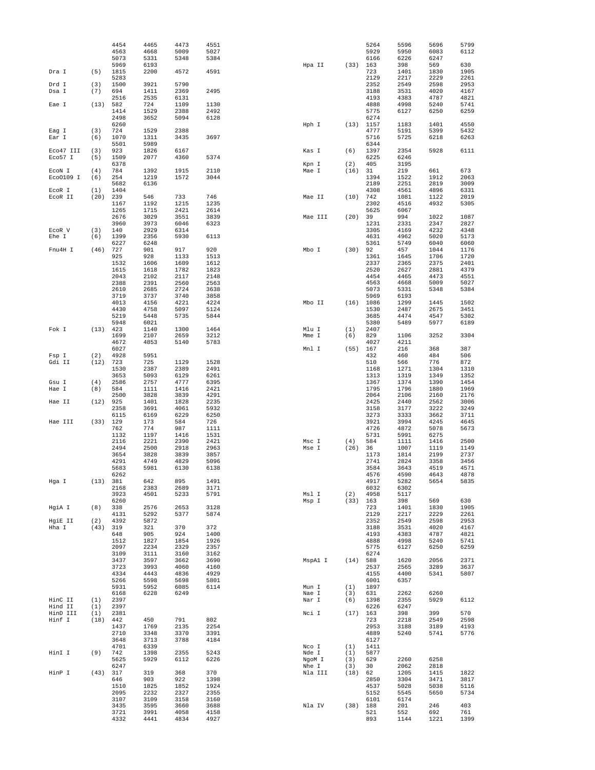```
                4454    4465    4473    4551                         5264    5596    5696    5799
                4563    4668    5009    5027                         5929    5950    6083    6112
                5073    5331    5348    5384                         6166    6226    6247
                5969    6193                          Hpa II    (33) 163     398     569     630
Dra I     (5)   1815    2200    4572    4591                         723     1401    1830    1905
                5283                                                 2129    2217    2229    2261
Drd I     (3)   1500    3921    5790                                 2352    2549    2598    2953
Dsa I     (7)   694     1411    2369    2495                         3188    3531    4020    4167
                2516    2535    6131                                 4193    4383    4787    4821
Eae I     (13)  582     724     1109    1130                         4888    4998    5240    5741
                1414    1529    2388    2492                         5775    6127    6250    6259
                2498    3652    5094    6128                         6274
                6260                                  Hph I     (13) 1157    1183    1401    4550
Eag I     (3)   724     1529    2388                                 4777    5191    5399    5432
Ear I     (6)   1070    1311    3435    3697                         5716    5725    6218    6263
                5501    5989                                         6344
Eco47 III (3)   923     1826    6167                  Kas I     (6)  1397    2354    5928    6111
Eco57 I   (5)   1509    2077    4360    5374                         6225    6246
                6378                                  Kpn I     (2)  405     3195
EcoN I    (4)   784     1392    1915    2110          Mae I     (16) 31      219     661     673
EcoO109 I (6)   254     1219    1572    3044                         1394    1522    1912    2063
                5682    6136                                         2189    2251    2819    3009
EcoR I    (1)   1404                                                 4308    4561    4896    6331
EcoR II   (20)  239     546     733     746           Mae II    (10) 742     1081    1122    2019
                1167    1192    1215    1235                         2302    4516    4932    5305
                1265    1715    2421    2614                         5625    6067
                2676    3029    3551    3839          Mae III   (20) 39      994     1022    1087
                3960    3973    6046    6323                         1231    2331    2347    2827
EcoR V    (3)   140     2929    6314                                 3305    4169    4232    4348
Ehe I     (6)   1399    2356    5930    6113                         4631    4962    5020    5173
                6227    6248                                         5361    5749    6040    6060
Fnu4H I   (46)  727     901     917     920           Mbo I     (30) 92      457     1044    1176
                925     928     1133    1513                         1361    1645    1706    1720
                1532    1606    1609    1612                         2337    2365    2375    2401
                1615    1618    1782    1823                         2520    2627    2881    4379
                2043    2102    2117    2148                         4454    4465    4473    4551
                2388    2391    2560    2563                         4563    4668    5009    5027
                2610    2685    2724    3638                         5073    5331    5348    5384
                3719    3737    3740    3858                         5969    6193
                4013    4156    4221    4224          Mbo II    (16) 1086    1299    1445    1502
                4430    4758    5097    5124                         1530    2487    2675    3451
                5219    5448    5735    5844                         3685    4474    4547    5302
                5948    6021                                         5380    5489    5977    6189
Fok I     (13)  423     1140    1300    1464          Mlu I     (1)  2407
                1699    2107    2659    3212          Mme I     (6)  829     1106    3252    3304
                4672    4853    5140    5783                         4027    4211
                6027                                  Mnl I     (55) 167     216     368     387
Fsp I     (2)   4928    5951                                         432     460     484     506
Gdi II    (12)  723     725     1129    1528                         510     566     776     872
                1530    2387    2389    2491                         1168    1271    1304    1310
                3653    5093    6129    6261                         1313    1319    1349    1352
Gsu I     (4)   2586    2757    4777    6395                         1367    1374    1390    1454
Hae I     (8)   584     1111    1416    2421                         1795    1796    1880    1969
                2500    3828    3839    4291                         2064    2106    2160    2176
Hae II    (12)  925     1401    1828    2235                         2425    2440    2562    3006
                2358    3691    4061    5932                         3158    3177    3222    3249
                6115    6169    6229    6250                         3273    3333    3662    3711
Hae III   (33)  129     173     584     726                          3921    3994    4245    4645
                762     774     987     1111                         4726    4872    5078    5673
                1132    1197    1416    1531                         5731    5991    6275
                2116    2221    2390    2421          Msc I     (4)  584     1111    1416    2500
                2494    2500    2918    2963          Mse I     (26) 36      1007    1119    1149
                3654    3828    3839    3857                         1173    1814    2199    2737
                4291    4749    4829    5096                         2741    2824    3358    3456
                5683    5981    6130    6138                         3584    3643    4519    4571
                6262                                                 4576    4590    4643    4878
Hga I     (13)  381     642     895     1491                         4917    5282    5654    5835
                2168    2383    2689    3171                         6032    6302
                3923    4501    5233    5791          Msl I     (2)  4958    5117
                6260                                  Msp I     (33) 163     398     569     630
HgiA I    (8)   338     2576    2653    3128                         723     1401    1830    1905
                4131    5292    5377    5874                         2129    2217    2229    2261
HgiE II   (2)   4392    5872                                         2352    2549    2598    2953
Hha I     (43)  319     321     370     372                          3188    3531    4020    4167
                648     905     924     1400                         4193    4383    4787    4821
                1512    1827    1854    1926                         4888    4998    5240    5741
                2097    2234    2329    2357                         5775    6127    6250    6259
                3109    3111    3160    3162                         6274
                3437    3597    3662    3690          MspA1 I   (14) 588     1620    2056    2371
                3723    3993    4060    4160                         2537    2565    3289    3637
                4334    4443    4836    4929                         4155    4400    5341    5807
                5266    5598    5698    5801                         6001    6357
                5931    5952    6085    6114          Mun I     (1)  1897
                6168    6228    6249                  Nae I     (3)  631     2262    6260
HinC II   (1)   2397                                  Nar I     (6)  1398    2355    5929    6112
Hind II   (1)   2397                                                 6226    6247
HinD III  (1)   2381                                  Nci I     (17) 163     398     399     570
Hinf I    (18)  442     450     791     802                          723     2218    2549    2598
                1437    1769    2135    2254                         2953    3188    3189    4193
                2710    3348    3370    3391                         4889    5240    5741    5776
                3648    3713    3788    4184                         6127
                4701    6339                          Nco I     (1)  1411
HinI I    (9)   742     1398    2355    5243          Nde I     (1)  5877
                5625    5929    6112    6226          NgoM I    (3)  629     2260    6258
                6247                                  Nhe I     (3)  30      2062    2818
HinP I    (43)  317     319     368     370           Nla III   (18) 62      1205    1415    1822
                646     903     922     1398                         2850    3304    3471    3817
                1510    1825    1852    1924                         4537    5028    5038    5116
                2095    2232    2327    2355                         5152    5545    5650    5734
                3107    3109    3158    3160                         6101    6174
                3435    3595    3660    3688          Nla IV    (38) 188     201     246     403
                3721    3991    4058    4158                         521     552     692     761
                4332    4441    4834    4927                         893     1144    1221    1399
```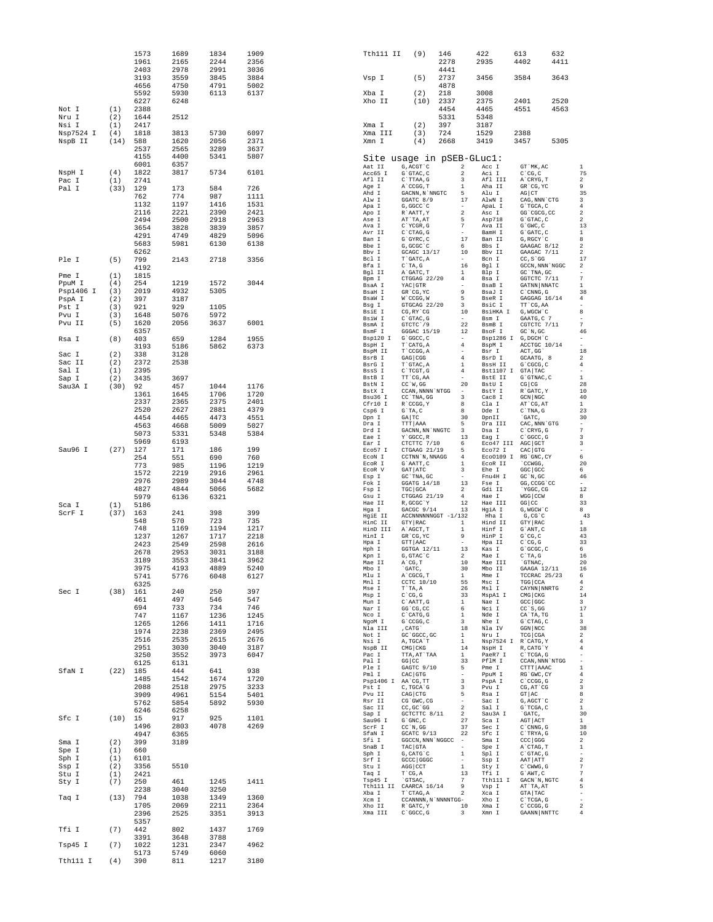| | | | | | |
|---|---|---|---|---|---|
| | | 1573 | 1689 | 1834 | 1909 |
| | | 1961 | 2165 | 2244 | 2356 |
| | | 2403 | 2978 | 2991 | 3036 |
| | | 3193 | 3559 | 3845 | 3884 |
| | | 4656 | 4750 | 4791 | 5002 |
| | | 5592 | 5930 | 6113 | 6137 |
| | | 6227 | 6248 | | |
| Not I | (1) | 2388 | | | |
| Nru I | (2) | 1644 | 2512 | | |
| Nsi I | (1) | 2417 | | | |
| Nsp7524 I | (4) | 1818 | 3813 | 5730 | 6097 |
| NspB II | (14) | 588 | 1620 | 2056 | 2371 |
| | | 2537 | 2565 | 3289 | 3637 |
| | | 4155 | 4400 | 5341 | 5807 |
| | | 6001 | 6357 | | |
| NspH I | (4) | 1822 | 3817 | 5734 | 6101 |
| Pac I | (1) | 2741 | | | |
| Pal I | (33) | 129 | 173 | 584 | 726 |
| | | 762 | 774 | 987 | 1111 |
| | | 1132 | 1197 | 1416 | 1531 |
| | | 2116 | 2221 | 2390 | 2421 |
| | | 2494 | 2500 | 2918 | 2963 |
| | | 3654 | 3828 | 3839 | 3857 |
| | | 4291 | 4749 | 4829 | 5096 |
| | | 5683 | 5981 | 6130 | 6138 |
| | | 6262 | | | |
| Ple I | (5) | 799 | 2143 | 2718 | 3356 |
| | | 4192 | | | |
| Pme I | (1) | 1815 | | | |
| PpuM I | (4) | 254 | 1219 | 1572 | 3044 |
| Psp1406 I | (3) | 2019 | 4932 | 5305 | |
| PspA I | (2) | 397 | 3187 | | |
| Pst I | (3) | 921 | 929 | 1105 | |
| Pvu I | (3) | 1648 | 5076 | 5972 | |
| Pvu II | (5) | 1620 | 2056 | 3637 | 6001 |
| | | 6357 | | | |
| Rsa I | (8) | 403 | 659 | 1284 | 1955 |
| | | 3193 | 5186 | 5862 | 6373 |
| Sac I | (2) | 338 | 3128 | | |
| Sac II | (2) | 2372 | 2538 | | |
| Sal I | (1) | 2395 | | | |
| Sap I | (2) | 3435 | 3697 | | |
| Sau3A I | (30) | 92 | 457 | 1044 | 1176 |
| | | 1361 | 1645 | 1706 | 1720 |
| | | 2337 | 2365 | 2375 | 2401 |
| | | 2520 | 2627 | 2881 | 4379 |
| | | 4454 | 4465 | 4473 | 4551 |
| | | 4563 | 4668 | 5009 | 5027 |
| | | 5073 | 5331 | 5348 | 5384 |
| | | 5969 | 6193 | | |
| Sau96 I | (27) | 127 | 171 | 186 | 199 |
| | | 254 | 551 | 690 | 760 |
| | | 773 | 985 | 1196 | 1219 |
| | | 1572 | 2219 | 2916 | 2961 |
| | | 2976 | 2989 | 3044 | 4748 |
| | | 4827 | 4844 | 5066 | 5682 |
| | | 5979 | 6136 | 6321 | |
| Sca I | (1) | 5186 | | | |
| ScrF I | (37) | 163 | 241 | 398 | 399 |
| | | 548 | 570 | 723 | 735 |
| | | 748 | 1169 | 1194 | 1217 |
| | | 1237 | 1267 | 1717 | 2218 |
| | | 2423 | 2549 | 2598 | 2616 |
| | | 2678 | 2953 | 3031 | 3188 |
| | | 3189 | 3553 | 3841 | 3962 |
| | | 3975 | 4193 | 4889 | 5240 |
| | | 5741 | 5776 | 6048 | 6127 |
| | | 6325 | | | |
| Sec I | (38) | 161 | 240 | 250 | 397 |
| | | 461 | 497 | 546 | 547 |
| | | 694 | 733 | 734 | 746 |
| | | 747 | 1167 | 1236 | 1245 |
| | | 1265 | 1266 | 1411 | 1716 |
| | | 1974 | 2238 | 2369 | 2495 |
| | | 2516 | 2535 | 2615 | 2676 |
| | | 2951 | 3030 | 3040 | 3187 |
| | | 3250 | 3552 | 3973 | 6047 |
| | | 6125 | 6131 | | |
| SfaN I | (22) | 185 | 444 | 641 | 938 |
| | | 1485 | 1542 | 1674 | 1720 |
| | | 2088 | 2518 | 2975 | 3233 |
| | | 3909 | 4961 | 5154 | 5401 |
| | | 5762 | 5854 | 5892 | 5930 |
| | | 6246 | 6258 | | |
| Sfc I | (10) | 15 | 917 | 925 | 1101 |
| | | 1496 | 2803 | 4078 | 4269 |
| | | 4947 | 6365 | | |
| Sma I | (2) | 399 | 3189 | | |
| Spe I | (1) | 660 | | | |
| Sph I | (1) | 6101 | | | |
| Ssp I | (2) | 3356 | 5510 | | |
| Stu I | (1) | 2421 | | | |
| Sty I | (7) | 250 | 461 | 1245 | 1411 |
| | | 2238 | 3040 | 3250 | |
| Taq I | (13) | 794 | 1038 | 1349 | 1360 |
| | | 1705 | 2069 | 2211 | 2364 |
| | | 2396 | 2525 | 3351 | 3913 |
| | | 5357 | | | |
| Tfi I | (7) | 442 | 802 | 1437 | 1769 |
| | | 3391 | 3648 | 3788 | |
| Tsp45 I | (7) | 1022 | 1231 | 2347 | 4962 |
| | | 5173 | 5749 | 6060 | |
| Tth111 I | (4) | 390 | 811 | 1217 | 3180 |
| Tth111 II | (9) | 146 | 422 | 613 | 632 |
| | | 2278 | 2935 | 4402 | 4411 |
| | | 4441 | | | |
| Vsp I | (5) | 2737 | 3456 | 3584 | 3643 |
| | | 4878 | | | |
| Xba I | (2) | 218 | 3008 | | |
| Xho II | (10) | 2337 | 2375 | 2401 | 2520 |
| | | 4454 | 4465 | 4551 | 4563 |
| | | 5331 | 5348 | | |
| Xma I | (2) | 397 | 3187 | | |
| Xma III | (3) | 724 | 1529 | 2388 | |
| Xmn I | (4) | 2668 | 3419 | 3457 | 5305 |

## Site usage in pSEB-GLuc1:

| | | | | | |
|---|---|---|---|---|---|
| Aat II | G,ACGT`C | 2 | Acc I | GT`MK,AC | 1 |
| Acc65 I | G`GTAC,C | 2 | Aci I | C`CG,C | 75 |
| Afl II | C`TTAA,G | 3 | Afl III | A`CRYG,T | 2 |
| Age I | A`CCGG,T | 1 | Aha II | GR`CG,YC | 9 |
| Ahd I | GACNN,N`NNGTC | 5 | Alu I | AG\|CT | 35 |
| Alw I | GGATC 8/9 | 17 | AlwN I | CAG,NNN`CTG | 3 |
| Apa I | G,GGCC`C | - | ApaL I | G`TGCA,C | 4 |
| Apo I | R`AATT,Y | 2 | Asc I | GG`CGCG,CC | 2 |
| Ase I | AT`TA,AT | 5 | Asp718 | G`GTAC,C | 2 |
| Ava I | C`YCGR,G | 7 | Ava II | G`GWC,C | 13 |
| Avr II | C`CTAG,G | - | BamH I | G`GATC,C | 1 |
| Ban I | G`GYRC,C | 17 | Ban II | G,RGCY`C | 8 |
| Bbe I | G,GCGC`C | 6 | Bbs I | GAAGAC 8/12 | 2 |
| Bbv I | GCAGC 13/17 | 10 | Bbv II | GAAGAC 7/11 | 2 |
| Bcl I | T`GATC,A | - | Bcn I | CC,S`GG | 17 |
| Bfa I | C`TA,G | 16 | Bgl I | GCCN,NNN`NGGC | 2 |
| Bgl II | A`GATC,T | 1 | Blp I | GC`TNA,GC | - |
| Bpm I | CTGGAG 22/20 | 4 | Bsa I | GGTCTC 7/11 | 7 |
| BsaA I | YAC\|GTR | - | BsaB I | GATNN\|NNATC | 1 |
| BsaH I | GR`CG,YC | 9 | BsaJ I | C`CNNG,G | 38 |
| BsaW I | W`CCGG,W | 5 | BseR I | GAGGAG 16/14 | 4 |
| Bsg I | GTGCAG 22/20 | 3 | BsiC I | TT`CG,AA | - |
| BsiE I | CG,RY`CG | 10 | BsiHKA I | G,WGCW`C | 8 |
| BsiW I | C`GTAC,G | - | Bsm I | GAATG,C 7 | - |
| BsmA I | GTCTC 7/9 | 22 | BsmB I | CGTCTC 7/11 | 7 |
| BsmF I | GGGAC 15/19 | 12 | BsoF I | GC`N,GC | 46 |
| Bsp120 I | G`GGCC,C | - | Bsp1286 I | G,DGCH`C | - |
| BspH I | T`CATG,A | 4 | BspM I | ACCTGC 10/14 | - |
| BspM II | T`CCGG,A | - | Bsr I | ACT,GG` | 18 |
| BsrB I | GAG\|CGG | 4 | BsrD I | GCAATG, 8 | 2 |
| BsrG I | T`GTAC,A | 1 | BssH II | G`CGCG,C | 4 |
| BssS I | C`TCGT,G | 4 | Bst1107 I | GTA\|TAC | - |
| BstB I | TT`CG,AA | - | BstE II | G`GTNAC,C | 1 |
| BstN I | CC`W,GG | 20 | BstU I | CG\|CG | 28 |
| BstX I | CCAN,NNNN`NTGG | - | BstY I | R`GATC,Y | 10 |
| Bsu36 I | CC`TNA,GG | 3 | Cac8 I | GCN\|NGC | 40 |
| Cfr10 I | R`CCGG,Y | 8 | Cla I | AT`CG,AT | 1 |
| Csp6 I | G`TA,C | 8 | Dde I | C`TNA,G | 23 |
| Dpn I | GA\|TC | 30 | DpnII | `GATC, | 30 |
| Dra I | TTT\|AAA | 5 | Dra III | CAC,NNN`GTG | - |
| Drd I | GACNN,NN`NNGTC | 3 | Dsa I | C`CRYG,G | 7 |
| Eae I | Y`GGCC,R | 13 | Eag I | C`GGCC,G | 3 |
| Ear I | CTCTTC 7/10 | 6 | Eco47 III | AGC\|GCT | 3 |
| Eco57 I | CTGAAG 21/19 | 5 | Eco72 I | CAC\|GTG | - |
| EcoN I | CCTNN`N,NNAGG | 4 | EcoO109 I | RG`GNC,CY | 6 |
| EcoR I | G`AATT,C | 1 | EcoR II | `CCWGG, | 20 |
| EcoR V | GAT\|ATC | 3 | Ehe I | GGC\|GCC | 6 |
| Esp I | GC`TNA,GC | - | Fnu4H I | GC`N,GC | 46 |
| Fok I | GGATG 14/18 | 13 | Fse I | GG,CCGG`CC | - |
| Fsp I | TGC\|GCA | 2 | Gdi II | `YGGC,CG | 12 |
| Gsu I | CTGGAG 21/19 | 4 | Hae I | WGG\|CCW | 8 |
| Hae II | R,GCGC`Y | 12 | Hae III | GG\|CC | 33 |
| Hga I | GACGC 9/14 | 13 | HgiA I | G,WGCW`C | 8 |
| HgiE II | ACCNNNNNNGGT -1/132 | | Hha I | G,CG`C | 43 |
| HinC II | GTY\|RAC | 1 | Hind II | GTY\|RAC | 1 |
| HinD III | A`AGCT,T | 1 | Hinf I | G`ANT,C | 18 |
| HinI I | GR`CG,YC | 9 | HinP I | G`CG,C | 43 |
| Hpa I | GTT\|AAC | - | Hpa II | C`CG,G | 33 |
| Hph I | GGTGA 12/11 | 13 | Kas I | G`GCGC,C | 6 |
| Kpn I | G,GTAC`C | 2 | Mae I | C`TA,G | 16 |
| Mae II | A`CG,T | 10 | Mae III | `GTNAC, | 20 |
| Mbo I | `GATC, | 30 | Mbo II | GAAGA 12/11 | 16 |
| Mlu I | A`CGCG,T | 1 | Mme I | TCCRAC 25/23 | 6 |
| Mnl I | CCTC 10/10 | 55 | Msc I | TGG\|CCA | 4 |
| Mse I | T`TA,A | 26 | Msl I | CAYNN\|NNRTG | 2 |
| Msp I | C`CG,G | 33 | MspA1 I | CMG\|CKG | 14 |
| Mun I | C`AATT,G | 1 | Nae I | GCC\|GGC | 3 |
| Nar I | GG`CG,CC | 6 | Nci I | CC`S,GG | 17 |
| Nco I | C`CATG,G | 1 | Nde I | CA`TA,TG | 1 |
| NgoM I | G`CCGG,C | 3 | Nhe I | G`CTAG,C | 3 |
| Nla III | ,CATG` | 18 | Nla IV | GGN\|NCC | 38 |
| Not I | GC`GGCC,GC | 1 | Nru I | TCG\|CGA | 2 |
| Nsi I | A,TGCA`T | 1 | Nsp7524 I | R`CATG,Y | 4 |
| NspB II | CMG\|CKG | 14 | NspH I | R,CATG`Y | 4 |
| Pac I | TTA,AT`TAA | 1 | PaeR7 I | C`TCGA,G | - |
| Pal I | GG\|CC | 33 | PflM I | CCAN,NNN`NTGG | - |
| Ple I | GAGTC 9/10 | 5 | Pme I | CTTT\|AAAC | 1 |
| Pml I | CAC\|GTG | - | PpuM I | RG`GWC,CY | 4 |
| Psp1406 I | AA`CG,TT | 3 | PspA I | C`CCGG,G | 2 |
| Pst I | C,TGCA`G | 3 | Pvu I | CG,AT`CG | 3 |
| Pvu II | CAG\|CTG | 5 | Rsa I | GT\|AC | 8 |
| Rsr II | CG`GWC,CG | - | Sac I | G,AGCT`C | 2 |
| Sac II | CC,GC`GG | 2 | Sal I | G`TCGA,C | 1 |
| Sap I | GCTCTTC 8/11 | 2 | Sau3A I | `GATC, | 30 |
| Sau96 I | G`GNC,C | 27 | Sca I | AGT\|ACT | 1 |
| ScrF I | CC`N,GG | 37 | Sec I | C`CNNG,G | 38 |
| SfaN I | GCATC 9/13 | 22 | Sfc I | C`TRYA,G | 10 |
| Sfi I | GGCCN,NNN`NGGCC | - | Sma I | CCC\|GGG | 2 |
| SnaB I | TAC\|GTA | - | Spe I | A`CTAG,T | 1 |
| Sph I | G,CATG`C | 1 | Spl I | C`GTAC,G | - |
| Srf I | GCCC\|GGGC | - | Ssp I | AAT\|ATT | 2 |
| Stu I | AGG\|CCT | 1 | Sty I | C`CWWG,G | 7 |
| Taq I | T`CG,A | 13 | Tfi I | G`AWT,C | 7 |
| Tsp45 I | `GTSAC, | 7 | Tth111 I | GACN`N,NGTC | 4 |
| Tth111 II | CAARCA 16/14 | 9 | Vsp I | AT`TA,AT | 5 |
| Xba I | T`CTAG,A | 2 | Xca I | GTA\|TAC | - |
| Xcm I | CCANNNN,N`NNNNTGG | - | Xho I | C`TCGA,G | - |
| Xho II | R`GATC,Y | 10 | Xma I | C`CCGG,G | 2 |
| Xma III | C`GGCC,G | 3 | Xmn I | GAANN\|NNTTC | 4 |